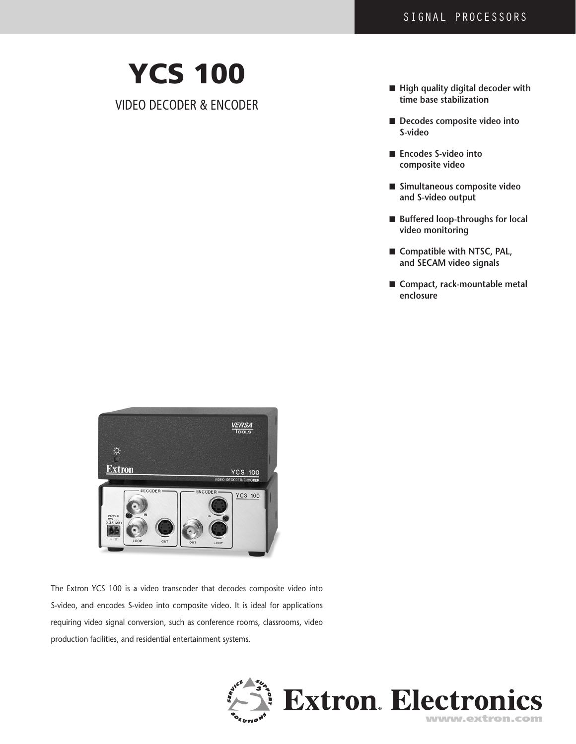# YCS 100

## VIDEO DECODER & ENCODER

- **High quality digital decoder with time base stabilization**
- **Decodes composite video into S-video**
- **Encodes S-video into composite video**
- **Simultaneous composite video and S-video output**
- **Buffered loop-throughs for local video monitoring**
- **Compatible with NTSC, PAL, and SECAM video signals**
- **Compact, rack-mountable metal enclosure**

The Extron YCS 100 is a video transcoder that decodes composite video into S-video, and encodes S-video into composite video. It is ideal for applications requiring video signal conversion, such as conference rooms, classrooms, video production facilities, and residential entertainment systems.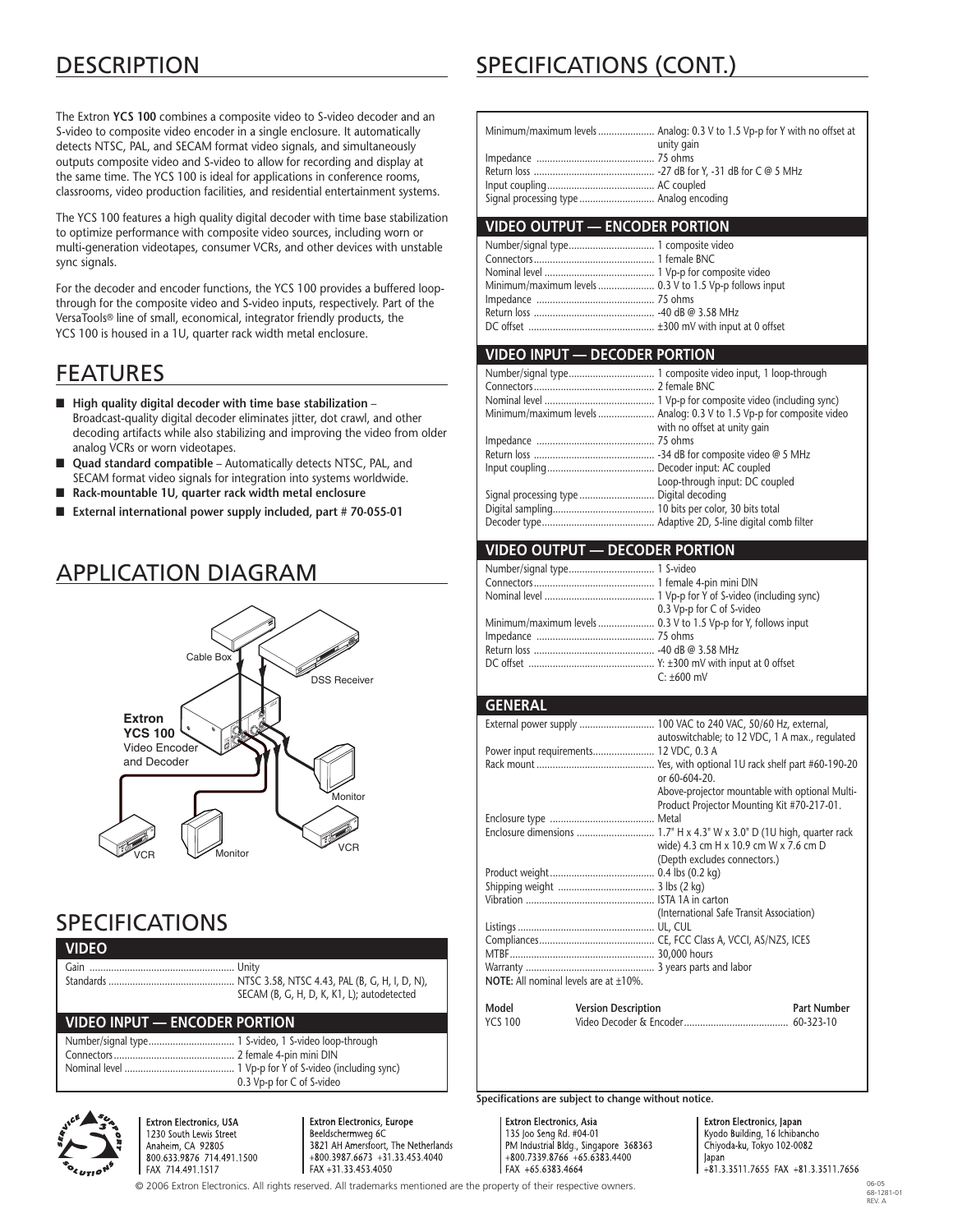## DESCRIPTION

The Extron **YCS 100** combines a composite video to S-video decoder and an S-video to composite video encoder in a single enclosure. It automatically detects NTSC, PAL, and SECAM format video signals, and simultaneously outputs composite video and S-video to allow for recording and display at the same time. The YCS 100 is ideal for applications in conference rooms, classrooms, video production facilities, and residential entertainment systems.

The YCS 100 features a high quality digital decoder with time base stabilization to optimize performance with composite video sources, including worn or multi-generation videotapes, consumer VCRs, and other devices with unstable sync signals.

For the decoder and encoder functions, the YCS 100 provides a buffered loop-through for the composite video and S-video inputs, respectively. Part of the VersaTools® line of small, economical, integrator friendly products, the YCS 100 is housed in a 1U, quarter rack width metal enclosure.

## FEATURES

- **High quality digital decoder with time base stabilization** – Broadcast-quality digital decoder eliminates jitter, dot crawl, and other decoding artifacts while also stabilizing and improving the video from older analog VCRs or worn videotapes.
- **Quad standard compatible** – Automatically detects NTSC, PAL, and SECAM format video signals for integration into systems worldwide.
- **Rack-mountable 1U, quarter rack width metal enclosure**
- **External international power supply included, part # 70-055-01**

## APPLICATION DIAGRAM

Cable Box

DSS Receiver

**Extron YCS 100** Video Encoder and Decoder

Monitor

VCR

Monitor

VCR

## SPECIFICATIONS

### VIDEO

| | |
|---|---|
| Gain | Unity |
| Standards | NTSC 3.58, NTSC 4.43, PAL (B, G, H, I, D, N), SECAM (B, G, H, D, K, K1, L); autodetected |

### VIDEO INPUT — ENCODER PORTION

| | |
|---|---|
| Number/signal type | 1 S-video, 1 S-video loop-through |
| Connectors | 2 female 4-pin mini DIN |
| Nominal level | 1 Vp-p for Y of S-video (including sync)<br>0.3 Vp-p for C of S-video |
| Minimum/maximum levels | Analog: 0.3 V to 1.5 Vp-p for Y with no offset at unity gain |
| Impedance | 75 ohms |
| Return loss | -27 dB for Y, -31 dB for C @ 5 MHz |
| Input coupling | AC coupled |
| Signal processing type | Analog encoding |

### VIDEO OUTPUT — ENCODER PORTION

| | |
|---|---|
| Number/signal type | 1 composite video |
| Connectors | 1 female BNC |
| Nominal level | 1 Vp-p for composite video |
| Minimum/maximum levels | 0.3 V to 1.5 Vp-p follows input |
| Impedance | 75 ohms |
| Return loss | -40 dB @ 3.58 MHz |
| DC offset | ±300 mV with input at 0 offset |

### VIDEO INPUT — DECODER PORTION

| | |
|---|---|
| Number/signal type | 1 composite video input, 1 loop-through |
| Connectors | 2 female BNC |
| Nominal level | 1 Vp-p for composite video (including sync) |
| Minimum/maximum levels | Analog: 0.3 V to 1.5 Vp-p for composite video with no offset at unity gain |
| Impedance | 75 ohms |
| Return loss | -34 dB for composite video @ 5 MHz |
| Input coupling | Decoder input: AC coupled<br>Loop-through input: DC coupled |
| Signal processing type | Digital decoding |
| Digital sampling | 10 bits per color, 30 bits total |
| Decoder type | Adaptive 2D, 5-line digital comb filter |

### VIDEO OUTPUT — DECODER PORTION

| | |
|---|---|
| Number/signal type | 1 S-video |
| Connectors | 1 female 4-pin mini DIN |
| Nominal level | 1 Vp-p for Y of S-video (including sync)<br>0.3 Vp-p for C of S-video |
| Minimum/maximum levels | 0.3 V to 1.5 Vp-p for Y, follows input |
| Impedance | 75 ohms |
| Return loss | -40 dB @ 3.58 MHz |
| DC offset | Y: ±300 mV with input at 0 offset<br>C: ±600 mV |

### GENERAL

| | |
|---|---|
| External power supply | 100 VAC to 240 VAC, 50/60 Hz, external, autoswitchable; to 12 VDC, 1 A max., regulated |
| Power input requirements | 12 VDC, 0.3 A |
| Rack mount | Yes, with optional 1U rack shelf part #60-190-20 or 60-604-20.<br>Above-projector mountable with optional Multi-Product Projector Mounting Kit #70-217-01. |
| Enclosure type | Metal |
| Enclosure dimensions | 1.7" H x 4.3" W x 3.0" D (1U high, quarter rack wide) 4.3 cm H x 10.9 cm W x 7.6 cm D (Depth excludes connectors.) |
| Product weight | 0.4 lbs (0.2 kg) |
| Shipping weight | 3 lbs (2 kg) |
| Vibration | ISTA 1A in carton (International Safe Transit Association) |
| Listings | UL, CUL |
| Compliances | CE, FCC Class A, VCCI, AS/NZS, ICES |
| MTBF | 30,000 hours |
| Warranty | 3 years parts and labor |

**NOTE:** All nominal levels are at ±10%.

| Model | Version Description | Part Number |
|---|---|---|
| YCS 100 | Video Decoder & Encoder | 60-323-10 |

**Specifications are subject to change without notice.**

**Extron Electronics, USA**
1230 South Lewis Street
Anaheim, CA 92805
800.633.9876 714.491.1500
FAX 714.491.1517

**Extron Electronics, Europe**
Beeldschermweg 6C
3821 AH Amersfoort, The Netherlands
+800.3987.6673 +31.33.453.4040
FAX +31.33.453.4050

**Extron Electronics, Asia**
135 Joo Seng Rd. #04-01
PM Industrial Bldg., Singapore 368363
+800.7339.8766 +65.6383.4400
FAX +65.6383.4664

**Extron Electronics, Japan**
Kyodo Building, 16 Ichibancho
Chiyoda-ku, Tokyo 102-0082
Japan
+81.3.3511.7655 FAX +81.3.3511.7656

© 2006 Extron Electronics. All rights reserved. All trademarks mentioned are the property of their respective owners.

06-05
68-1281-01
REV. A